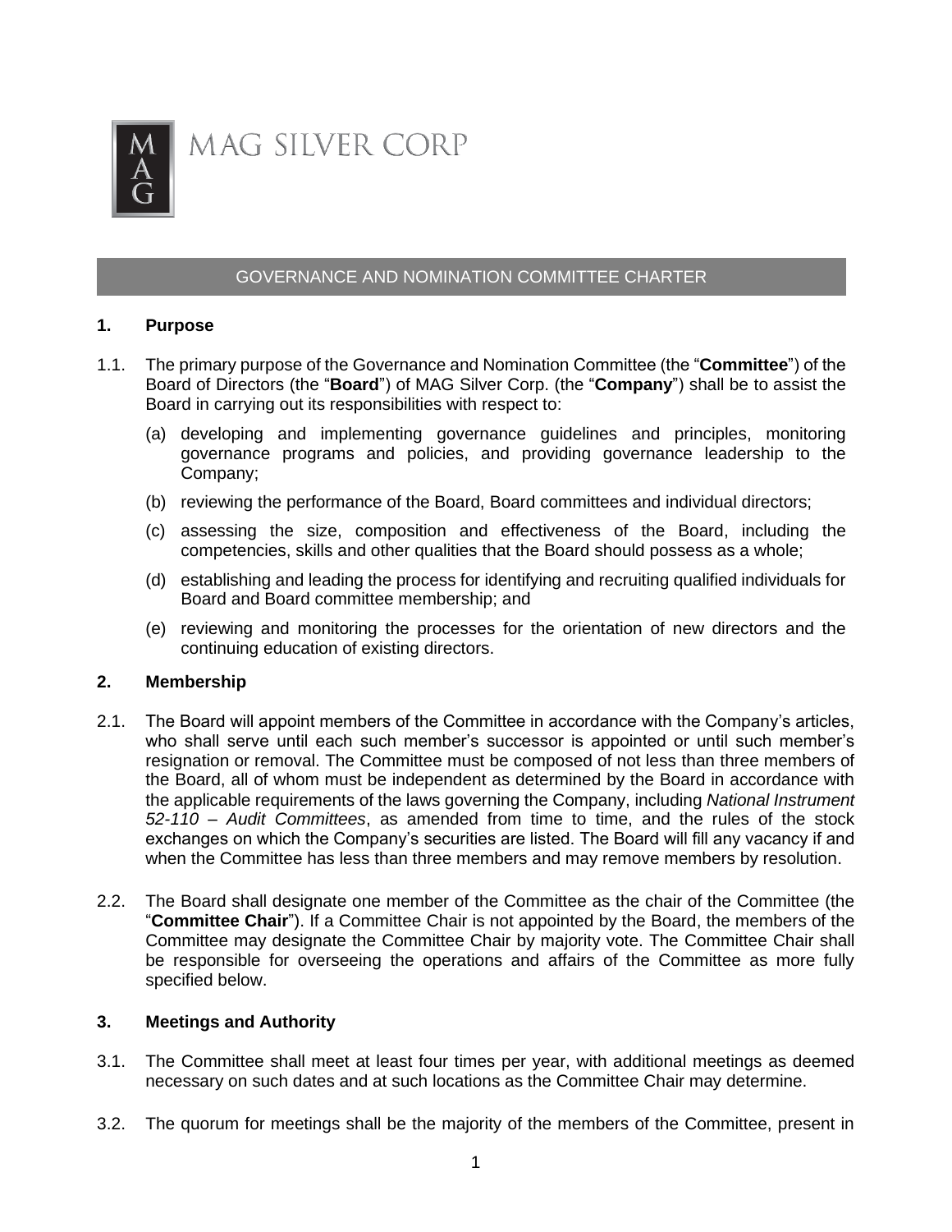MAG SILVER CORP

# GOVERNANCE AND NOMINATION COMMITTEE CHARTER

## 1. Purpose

1.1. The primary purpose of the Governance and Nomination Committee (the "**Committee**") of the Board of Directors (the "**Board**") of MAG Silver Corp. (the "**Company**") shall be to assist the Board in carrying out its responsibilities with respect to:

(a) developing and implementing governance guidelines and principles, monitoring governance programs and policies, and providing governance leadership to the Company;

(b) reviewing the performance of the Board, Board committees and individual directors;

(c) assessing the size, composition and effectiveness of the Board, including the competencies, skills and other qualities that the Board should possess as a whole;

(d) establishing and leading the process for identifying and recruiting qualified individuals for Board and Board committee membership; and

(e) reviewing and monitoring the processes for the orientation of new directors and the continuing education of existing directors.

## 2. Membership

2.1. The Board will appoint members of the Committee in accordance with the Company's articles, who shall serve until each such member's successor is appointed or until such member's resignation or removal. The Committee must be composed of not less than three members of the Board, all of whom must be independent as determined by the Board in accordance with the applicable requirements of the laws governing the Company, including *National Instrument 52-110 – Audit Committees*, as amended from time to time, and the rules of the stock exchanges on which the Company's securities are listed. The Board will fill any vacancy if and when the Committee has less than three members and may remove members by resolution.

2.2. The Board shall designate one member of the Committee as the chair of the Committee (the "**Committee Chair**"). If a Committee Chair is not appointed by the Board, the members of the Committee may designate the Committee Chair by majority vote. The Committee Chair shall be responsible for overseeing the operations and affairs of the Committee as more fully specified below.

## 3. Meetings and Authority

3.1. The Committee shall meet at least four times per year, with additional meetings as deemed necessary on such dates and at such locations as the Committee Chair may determine.

3.2. The quorum for meetings shall be the majority of the members of the Committee, present in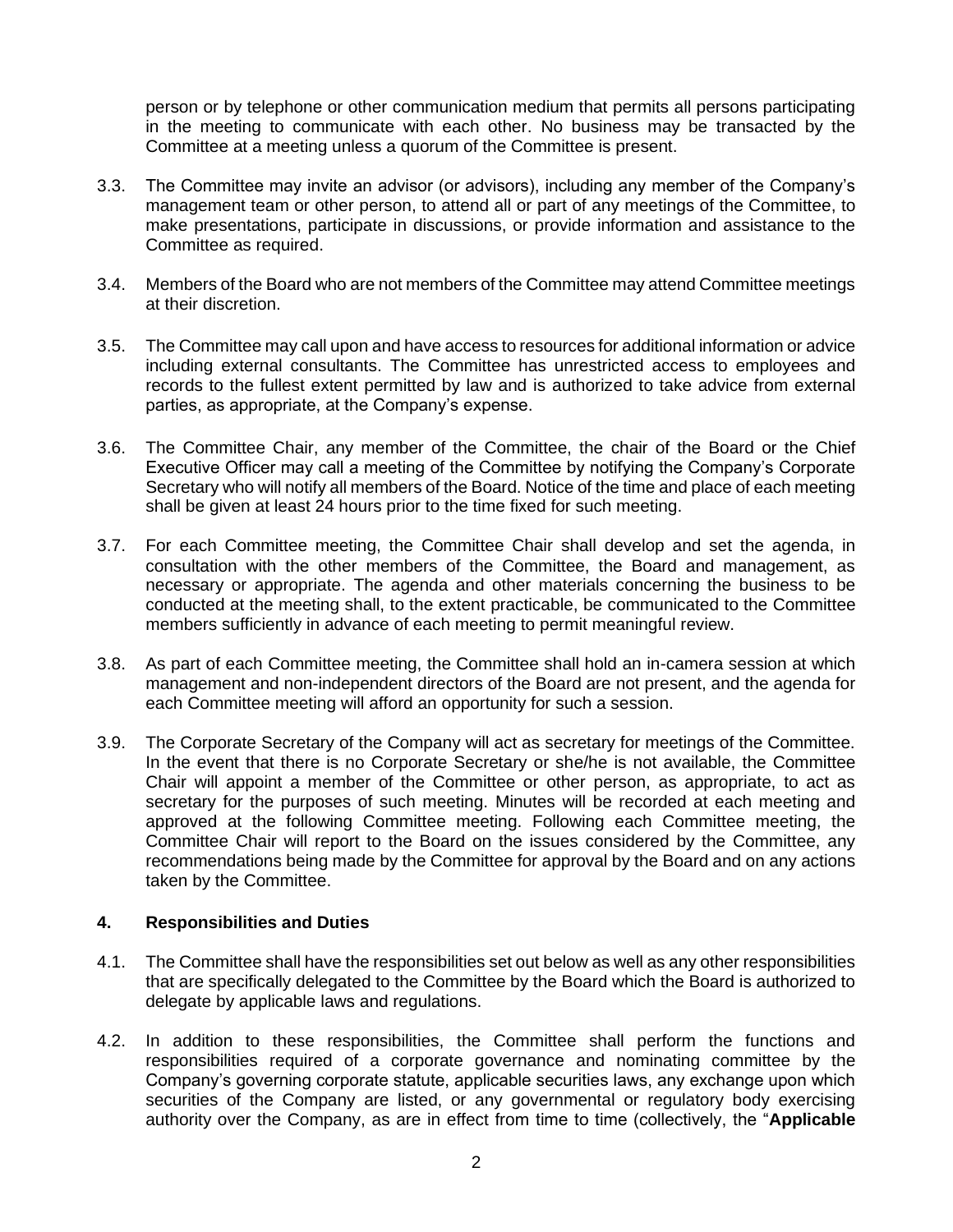person or by telephone or other communication medium that permits all persons participating in the meeting to communicate with each other. No business may be transacted by the Committee at a meeting unless a quorum of the Committee is present.

3.3. The Committee may invite an advisor (or advisors), including any member of the Company's management team or other person, to attend all or part of any meetings of the Committee, to make presentations, participate in discussions, or provide information and assistance to the Committee as required.

3.4. Members of the Board who are not members of the Committee may attend Committee meetings at their discretion.

3.5. The Committee may call upon and have access to resources for additional information or advice including external consultants. The Committee has unrestricted access to employees and records to the fullest extent permitted by law and is authorized to take advice from external parties, as appropriate, at the Company's expense.

3.6. The Committee Chair, any member of the Committee, the chair of the Board or the Chief Executive Officer may call a meeting of the Committee by notifying the Company's Corporate Secretary who will notify all members of the Board. Notice of the time and place of each meeting shall be given at least 24 hours prior to the time fixed for such meeting.

3.7. For each Committee meeting, the Committee Chair shall develop and set the agenda, in consultation with the other members of the Committee, the Board and management, as necessary or appropriate. The agenda and other materials concerning the business to be conducted at the meeting shall, to the extent practicable, be communicated to the Committee members sufficiently in advance of each meeting to permit meaningful review.

3.8. As part of each Committee meeting, the Committee shall hold an in-camera session at which management and non-independent directors of the Board are not present, and the agenda for each Committee meeting will afford an opportunity for such a session.

3.9. The Corporate Secretary of the Company will act as secretary for meetings of the Committee. In the event that there is no Corporate Secretary or she/he is not available, the Committee Chair will appoint a member of the Committee or other person, as appropriate, to act as secretary for the purposes of such meeting. Minutes will be recorded at each meeting and approved at the following Committee meeting. Following each Committee meeting, the Committee Chair will report to the Board on the issues considered by the Committee, any recommendations being made by the Committee for approval by the Board and on any actions taken by the Committee.

## 4. Responsibilities and Duties

4.1. The Committee shall have the responsibilities set out below as well as any other responsibilities that are specifically delegated to the Committee by the Board which the Board is authorized to delegate by applicable laws and regulations.

4.2. In addition to these responsibilities, the Committee shall perform the functions and responsibilities required of a corporate governance and nominating committee by the Company's governing corporate statute, applicable securities laws, any exchange upon which securities of the Company are listed, or any governmental or regulatory body exercising authority over the Company, as are in effect from time to time (collectively, the "**Applicable**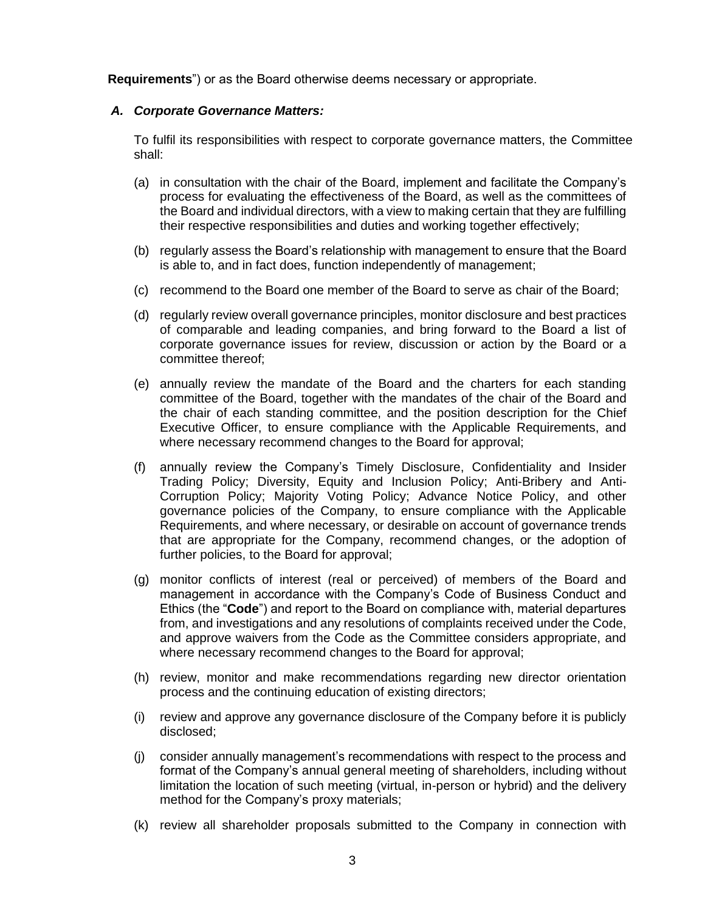**Requirements**") or as the Board otherwise deems necessary or appropriate.

### *A. Corporate Governance Matters:*

To fulfil its responsibilities with respect to corporate governance matters, the Committee shall:

(a) in consultation with the chair of the Board, implement and facilitate the Company's process for evaluating the effectiveness of the Board, as well as the committees of the Board and individual directors, with a view to making certain that they are fulfilling their respective responsibilities and duties and working together effectively;

(b) regularly assess the Board's relationship with management to ensure that the Board is able to, and in fact does, function independently of management;

(c) recommend to the Board one member of the Board to serve as chair of the Board;

(d) regularly review overall governance principles, monitor disclosure and best practices of comparable and leading companies, and bring forward to the Board a list of corporate governance issues for review, discussion or action by the Board or a committee thereof;

(e) annually review the mandate of the Board and the charters for each standing committee of the Board, together with the mandates of the chair of the Board and the chair of each standing committee, and the position description for the Chief Executive Officer, to ensure compliance with the Applicable Requirements, and where necessary recommend changes to the Board for approval;

(f) annually review the Company's Timely Disclosure, Confidentiality and Insider Trading Policy; Diversity, Equity and Inclusion Policy; Anti-Bribery and Anti-Corruption Policy; Majority Voting Policy; Advance Notice Policy, and other governance policies of the Company, to ensure compliance with the Applicable Requirements, and where necessary, or desirable on account of governance trends that are appropriate for the Company, recommend changes, or the adoption of further policies, to the Board for approval;

(g) monitor conflicts of interest (real or perceived) of members of the Board and management in accordance with the Company's Code of Business Conduct and Ethics (the "**Code**") and report to the Board on compliance with, material departures from, and investigations and any resolutions of complaints received under the Code, and approve waivers from the Code as the Committee considers appropriate, and where necessary recommend changes to the Board for approval;

(h) review, monitor and make recommendations regarding new director orientation process and the continuing education of existing directors;

(i) review and approve any governance disclosure of the Company before it is publicly disclosed;

(j) consider annually management's recommendations with respect to the process and format of the Company's annual general meeting of shareholders, including without limitation the location of such meeting (virtual, in-person or hybrid) and the delivery method for the Company's proxy materials;

(k) review all shareholder proposals submitted to the Company in connection with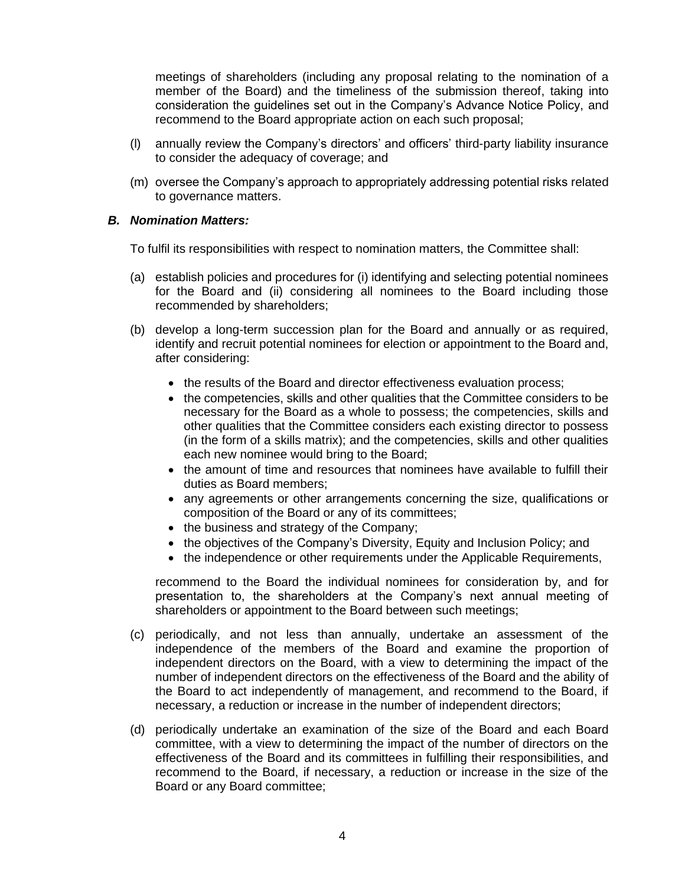meetings of shareholders (including any proposal relating to the nomination of a member of the Board) and the timeliness of the submission thereof, taking into consideration the guidelines set out in the Company's Advance Notice Policy, and recommend to the Board appropriate action on each such proposal;

(l) annually review the Company's directors' and officers' third-party liability insurance to consider the adequacy of coverage; and

(m) oversee the Company's approach to appropriately addressing potential risks related to governance matters.

***B. Nomination Matters:***

To fulfil its responsibilities with respect to nomination matters, the Committee shall:

(a) establish policies and procedures for (i) identifying and selecting potential nominees for the Board and (ii) considering all nominees to the Board including those recommended by shareholders;

(b) develop a long-term succession plan for the Board and annually or as required, identify and recruit potential nominees for election or appointment to the Board and, after considering:

- the results of the Board and director effectiveness evaluation process;
- the competencies, skills and other qualities that the Committee considers to be necessary for the Board as a whole to possess; the competencies, skills and other qualities that the Committee considers each existing director to possess (in the form of a skills matrix); and the competencies, skills and other qualities each new nominee would bring to the Board;
- the amount of time and resources that nominees have available to fulfill their duties as Board members;
- any agreements or other arrangements concerning the size, qualifications or composition of the Board or any of its committees;
- the business and strategy of the Company;
- the objectives of the Company's Diversity, Equity and Inclusion Policy; and
- the independence or other requirements under the Applicable Requirements,

recommend to the Board the individual nominees for consideration by, and for presentation to, the shareholders at the Company's next annual meeting of shareholders or appointment to the Board between such meetings;

(c) periodically, and not less than annually, undertake an assessment of the independence of the members of the Board and examine the proportion of independent directors on the Board, with a view to determining the impact of the number of independent directors on the effectiveness of the Board and the ability of the Board to act independently of management, and recommend to the Board, if necessary, a reduction or increase in the number of independent directors;

(d) periodically undertake an examination of the size of the Board and each Board committee, with a view to determining the impact of the number of directors on the effectiveness of the Board and its committees in fulfilling their responsibilities, and recommend to the Board, if necessary, a reduction or increase in the size of the Board or any Board committee;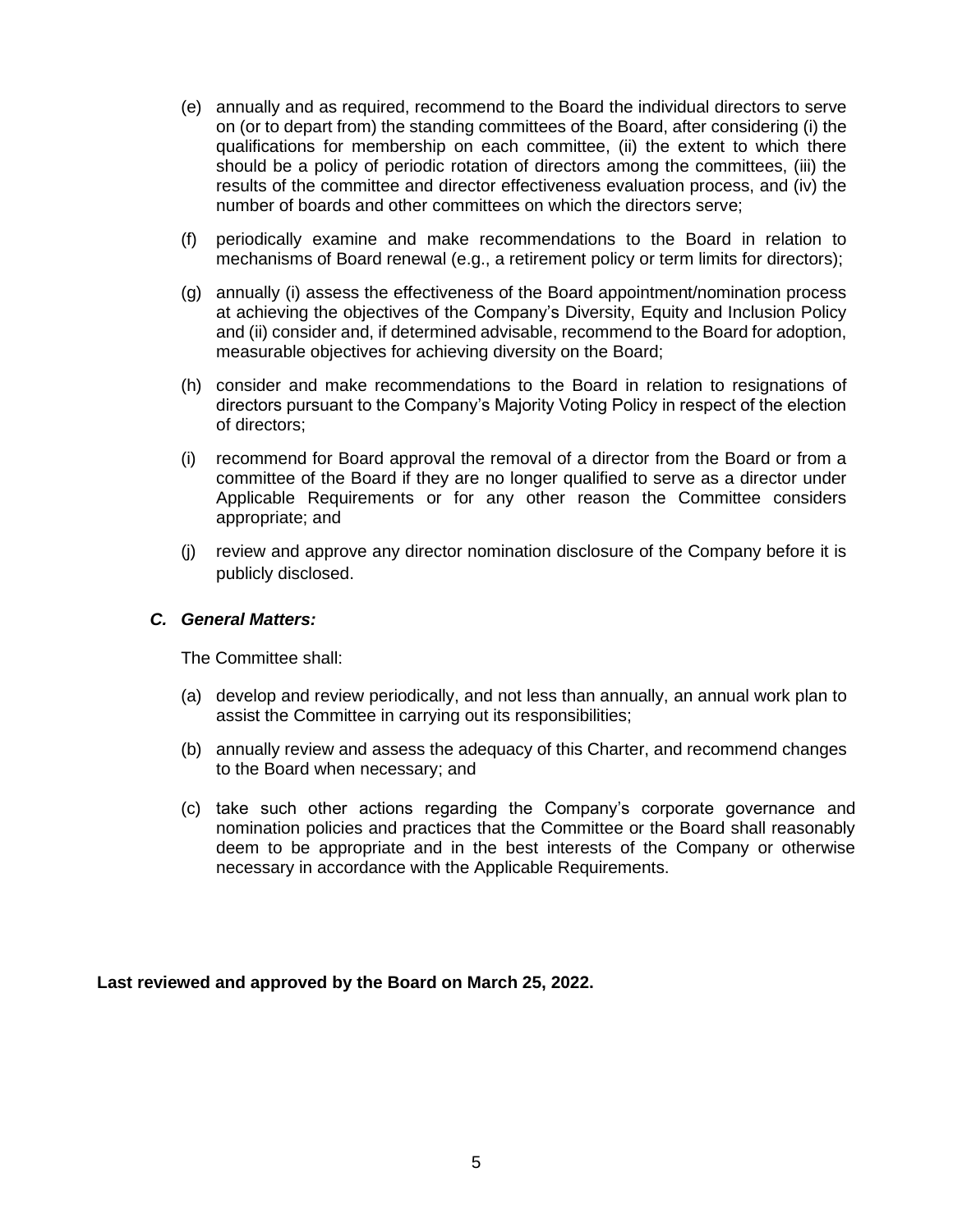(e) annually and as required, recommend to the Board the individual directors to serve on (or to depart from) the standing committees of the Board, after considering (i) the qualifications for membership on each committee, (ii) the extent to which there should be a policy of periodic rotation of directors among the committees, (iii) the results of the committee and director effectiveness evaluation process, and (iv) the number of boards and other committees on which the directors serve;

(f) periodically examine and make recommendations to the Board in relation to mechanisms of Board renewal (e.g., a retirement policy or term limits for directors);

(g) annually (i) assess the effectiveness of the Board appointment/nomination process at achieving the objectives of the Company's Diversity, Equity and Inclusion Policy and (ii) consider and, if determined advisable, recommend to the Board for adoption, measurable objectives for achieving diversity on the Board;

(h) consider and make recommendations to the Board in relation to resignations of directors pursuant to the Company's Majority Voting Policy in respect of the election of directors;

(i) recommend for Board approval the removal of a director from the Board or from a committee of the Board if they are no longer qualified to serve as a director under Applicable Requirements or for any other reason the Committee considers appropriate; and

(j) review and approve any director nomination disclosure of the Company before it is publicly disclosed.

### *C. General Matters:*

The Committee shall:

(a) develop and review periodically, and not less than annually, an annual work plan to assist the Committee in carrying out its responsibilities;

(b) annually review and assess the adequacy of this Charter, and recommend changes to the Board when necessary; and

(c) take such other actions regarding the Company's corporate governance and nomination policies and practices that the Committee or the Board shall reasonably deem to be appropriate and in the best interests of the Company or otherwise necessary in accordance with the Applicable Requirements.

**Last reviewed and approved by the Board on March 25, 2022.**